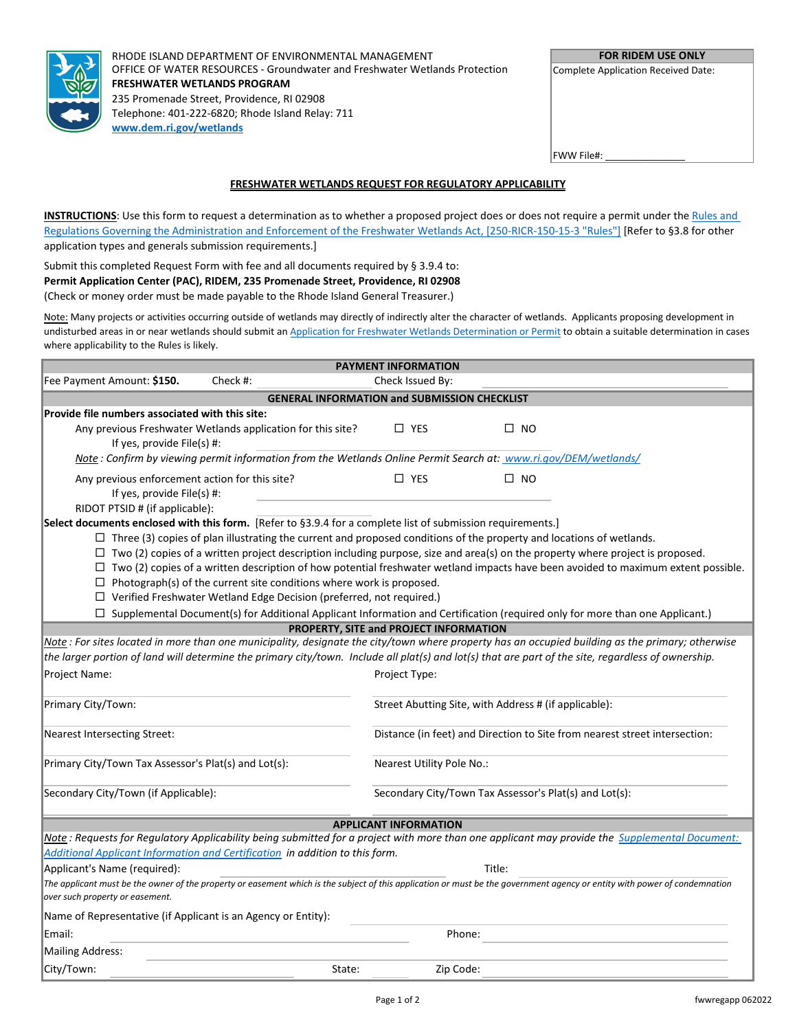RHODE ISLAND DEPARTMENT OF ENVIRONMENTAL MANAGEMENT
OFFICE OF WATER RESOURCES - Groundwater and Freshwater Wetlands Protection
**FRESHWATER WETLANDS PROGRAM**
235 Promenade Street, Providence, RI 02908
Telephone: 401-222-6820; Rhode Island Relay: 711
www.dem.ri.gov/wetlands

| **FOR RIDEM USE ONLY** |
|---|
| Complete Application Received Date: |
| FWW File#: _______________ |

# FRESHWATER WETLANDS REQUEST FOR REGULATORY APPLICABILITY

**INSTRUCTIONS**: Use this form to request a determination as to whether a proposed project does or does not require a permit under the Rules and Regulations Governing the Administration and Enforcement of the Freshwater Wetlands Act, [250-RICR-150-15-3 "Rules"] [Refer to §3.8 for other application types and generals submission requirements.]

Submit this completed Request Form with fee and all documents required by § 3.9.4 to:
**Permit Application Center (PAC), RIDEM, 235 Promenade Street, Providence, RI 02908**
(Check or money order must be made payable to the Rhode Island General Treasurer.)

Note: Many projects or activities occurring outside of wetlands may directly of indirectly alter the character of wetlands. Applicants proposing development in undisturbed areas in or near wetlands should submit an Application for Freshwater Wetlands Determination or Permit to obtain a suitable determination in cases where applicability to the Rules is likely.

## PAYMENT INFORMATION

Fee Payment Amount: **$150.** Check #: ____________ Check Issued By: ____________

## GENERAL INFORMATION and SUBMISSION CHECKLIST

**Provide file numbers associated with this site:**

Any previous Freshwater Wetlands application for this site? ☐ YES ☐ NO
If yes, provide File(s) #: ____________

*Note : Confirm by viewing permit information from the Wetlands Online Permit Search at: www.ri.gov/DEM/wetlands/*

Any previous enforcement action for this site? ☐ YES ☐ NO
If yes, provide File(s) #: ____________

RIDOT PTSID # (if applicable): ____________

**Select documents enclosed with this form.** [Refer to §3.9.4 for a complete list of submission requirements.]

- ☐ Three (3) copies of plan illustrating the current and proposed conditions of the property and locations of wetlands.
- ☐ Two (2) copies of a written project description including purpose, size and area(s) on the property where project is proposed.
- ☐ Two (2) copies of a written description of how potential freshwater wetland impacts have been avoided to maximum extent possible.
- ☐ Photograph(s) of the current site conditions where work is proposed.
- ☐ Verified Freshwater Wetland Edge Decision (preferred, not required.)
- ☐ Supplemental Document(s) for Additional Applicant Information and Certification (required only for more than one Applicant.)

## PROPERTY, SITE and PROJECT INFORMATION

*Note : For sites located in more than one municipality, designate the city/town where property has an occupied building as the primary; otherwise the larger portion of land will determine the primary city/town. Include all plat(s) and lot(s) that are part of the site, regardless of ownership.*

| | |
|---|---|
| Project Name: | Project Type: |
| Primary City/Town: | Street Abutting Site, with Address # (if applicable): |
| Nearest Intersecting Street: | Distance (in feet) and Direction to Site from nearest street intersection: |
| Primary City/Town Tax Assessor's Plat(s) and Lot(s): | Nearest Utility Pole No.: |
| Secondary City/Town (if Applicable): | Secondary City/Town Tax Assessor's Plat(s) and Lot(s): |

## APPLICANT INFORMATION

*Note : Requests for Regulatory Applicability being submitted for a project with more than one applicant may provide the Supplemental Document: Additional Applicant Information and Certification in addition to this form.*

Applicant's Name (required): ____________ Title: ____________

*The applicant must be the owner of the property or easement which is the subject of this application or must be the government agency or entity with power of condemnation over such property or easement.*

Name of Representative (if Applicant is an Agency or Entity): ____________

Email: ____________ Phone: ____________

Mailing Address: ____________

City/Town: ____________ State: ______ Zip Code: ____________

fwwregapp 062022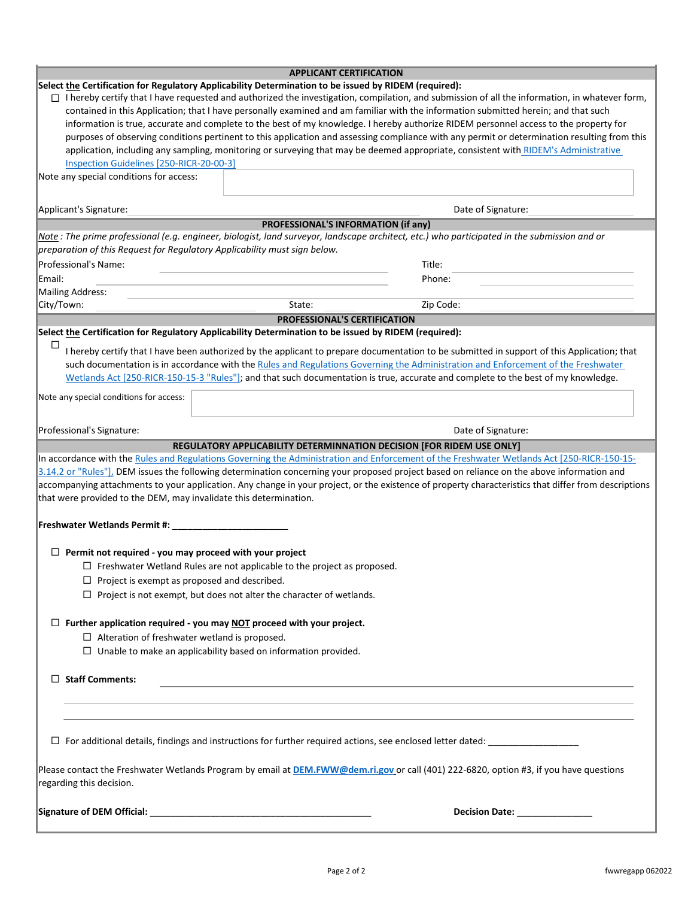## APPLICANT CERTIFICATION

**Select the Certification for Regulatory Applicability Determination to be issued by RIDEM (required):**

☐ I hereby certify that I have requested and authorized the investigation, compilation, and submission of all the information, in whatever form, contained in this Application; that I have personally examined and am familiar with the information submitted herein; and that such information is true, accurate and complete to the best of my knowledge. I hereby authorize RIDEM personnel access to the property for purposes of observing conditions pertinent to this application and assessing compliance with any permit or determination resulting from this application, including any sampling, monitoring or surveying that may be deemed appropriate, consistent with RIDEM's Administrative Inspection Guidelines [250-RICR-20-00-3]

Note any special conditions for access:

Applicant's Signature: Date of Signature:

## PROFESSIONAL'S INFORMATION (if any)

*Note : The prime professional (e.g. engineer, biologist, land surveyor, landscape architect, etc.) who participated in the submission and or preparation of this Request for Regulatory Applicability must sign below.*

Professional's Name: Title:

Email: Phone:

Mailing Address:

City/Town: State: Zip Code:

## PROFESSIONAL'S CERTIFICATION

**Select the Certification for Regulatory Applicability Determination to be issued by RIDEM (required):**

☐ I hereby certify that I have been authorized by the applicant to prepare documentation to be submitted in support of this Application; that such documentation is in accordance with the Rules and Regulations Governing the Administration and Enforcement of the Freshwater Wetlands Act [250-RICR-150-15-3 "Rules"]; and that such documentation is true, accurate and complete to the best of my knowledge.

Note any special conditions for access:

Professional's Signature: Date of Signature:

## REGULATORY APPLICABILITY DETERMINNATION DECISION [FOR RIDEM USE ONLY]

In accordance with the Rules and Regulations Governing the Administration and Enforcement of the Freshwater Wetlands Act [250-RICR-150-15-3.14.2 or "Rules"], DEM issues the following determination concerning your proposed project based on reliance on the above information and accompanying attachments to your application. Any change in your project, or the existence of property characteristics that differ from descriptions that were provided to the DEM, may invalidate this determination.

**Freshwater Wetlands Permit #:** ______________________

☐ **Permit not required - you may proceed with your project**
- ☐ Freshwater Wetland Rules are not applicable to the project as proposed.
- ☐ Project is exempt as proposed and described.
- ☐ Project is not exempt, but does not alter the character of wetlands.

☐ **Further application required - you may NOT proceed with your project.**
- ☐ Alteration of freshwater wetland is proposed.
- ☐ Unable to make an applicability based on information provided.

☐ **Staff Comments:**

☐ For additional details, findings and instructions for further required actions, see enclosed letter dated: _________________

Please contact the Freshwater Wetlands Program by email at **DEM.FWW@dem.ri.gov** or call (401) 222-6820, option #3, if you have questions regarding this decision.

**Signature of DEM Official:** ____________________________________________ **Decision Date:** _______________

fwwregapp 062022